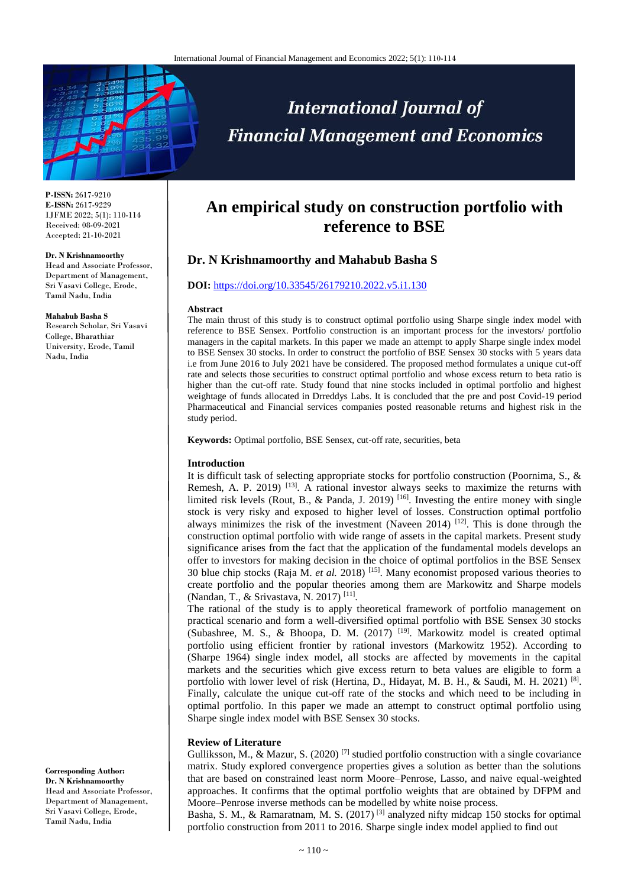**P-ISSN:** 2617-9210
**E-ISSN:** 2617-9229
IJFME 2022; 5(1): 110-114
Received: 08-09-2021
Accepted: 21-10-2021

**Dr. N Krishnamoorthy**
Head and Associate Professor, Department of Management, Sri Vasavi College, Erode, Tamil Nadu, India

**Mahabub Basha S**
Research Scholar, Sri Vasavi College, Bharathiar University, Erode, Tamil Nadu, India

**Corresponding Author:**
**Dr. N Krishnamoorthy**
Head and Associate Professor, Department of Management, Sri Vasavi College, Erode, Tamil Nadu, India

# An empirical study on construction portfolio with reference to BSE

## Dr. N Krishnamoorthy and Mahabub Basha S

**DOI:** https://doi.org/10.33545/26179210.2022.v5.i1.130

**Abstract**

The main thrust of this study is to construct optimal portfolio using Sharpe single index model with reference to BSE Sensex. Portfolio construction is an important process for the investors/ portfolio managers in the capital markets. In this paper we made an attempt to apply Sharpe single index model to BSE Sensex 30 stocks. In order to construct the portfolio of BSE Sensex 30 stocks with 5 years data i.e from June 2016 to July 2021 have been considered. The proposed method formulates a unique cut-off rate and selects those securities to construct optimal portfolio and whose excess return to beta ratio is higher than the cut-off rate. Study found that nine stocks included in optimal portfolio and highest weightage of funds allocated in Drreddys Labs. It is concluded that the pre and post Covid-19 period Pharmaceutical and Financial services companies posted reasonable returns and highest risk in the study period.

**Keywords:** Optimal portfolio, BSE Sensex, cut-off rate, securities, beta

### Introduction

It is difficult task of selecting appropriate stocks for portfolio construction (Poornima, S., & Remesh, A. P. 2019) [13]. A rational investor always seeks to maximize the returns with limited risk levels (Rout, B., & Panda, J. 2019) [16]. Investing the entire money with single stock is very risky and exposed to higher level of losses. Construction optimal portfolio always minimizes the risk of the investment (Naveen 2014) [12]. This is done through the construction optimal portfolio with wide range of assets in the capital markets. Present study significance arises from the fact that the application of the fundamental models develops an offer to investors for making decision in the choice of optimal portfolios in the BSE Sensex 30 blue chip stocks (Raja M. *et al.* 2018) [15]. Many economist proposed various theories to create portfolio and the popular theories among them are Markowitz and Sharpe models (Nandan, T., & Srivastava, N. 2017) [11].

The rational of the study is to apply theoretical framework of portfolio management on practical scenario and form a well-diversified optimal portfolio with BSE Sensex 30 stocks (Subashree, M. S., & Bhoopa, D. M. (2017) [19]. Markowitz model is created optimal portfolio using efficient frontier by rational investors (Markowitz 1952). According to (Sharpe 1964) single index model, all stocks are affected by movements in the capital markets and the securities which give excess return to beta values are eligible to form a portfolio with lower level of risk (Hertina, D., Hidayat, M. B. H., & Saudi, M. H. 2021) [8]. Finally, calculate the unique cut-off rate of the stocks and which need to be including in optimal portfolio. In this paper we made an attempt to construct optimal portfolio using Sharpe single index model with BSE Sensex 30 stocks.

### Review of Literature

Gulliksson, M., & Mazur, S. (2020) [7] studied portfolio construction with a single covariance matrix. Study explored convergence properties gives a solution as better than the solutions that are based on constrained least norm Moore–Penrose, Lasso, and naive equal-weighted approaches. It confirms that the optimal portfolio weights that are obtained by DFPM and Moore–Penrose inverse methods can be modelled by white noise process.

Basha, S. M., & Ramaratnam, M. S. (2017) [3] analyzed nifty midcap 150 stocks for optimal portfolio construction from 2011 to 2016. Sharpe single index model applied to find out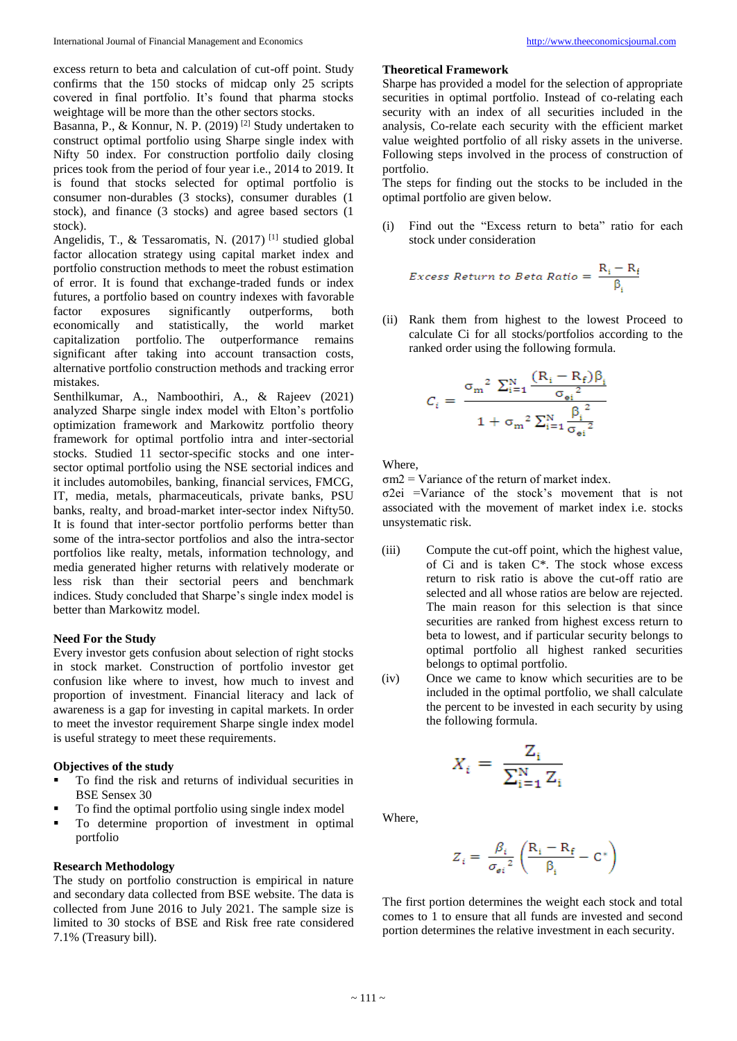excess return to beta and calculation of cut-off point. Study confirms that the 150 stocks of midcap only 25 scripts covered in final portfolio. It's found that pharma stocks weightage will be more than the other sectors stocks.

Basanna, P., & Konnur, N. P. (2019) [2] Study undertaken to construct optimal portfolio using Sharpe single index with Nifty 50 index. For construction portfolio daily closing prices took from the period of four year i.e., 2014 to 2019. It is found that stocks selected for optimal portfolio is consumer non-durables (3 stocks), consumer durables (1 stock), and finance (3 stocks) and agree based sectors (1 stock).

Angelidis, T., & Tessaromatis, N. (2017) [1] studied global factor allocation strategy using capital market index and portfolio construction methods to meet the robust estimation of error. It is found that exchange-traded funds or index futures, a portfolio based on country indexes with favorable factor exposures significantly outperforms, both economically and statistically, the world market capitalization portfolio. The outperformance remains significant after taking into account transaction costs, alternative portfolio construction methods and tracking error mistakes.

Senthilkumar, A., Namboothiri, A., & Rajeev (2021) analyzed Sharpe single index model with Elton's portfolio optimization framework and Markowitz portfolio theory framework for optimal portfolio intra and inter-sectorial stocks. Studied 11 sector-specific stocks and one inter-sector optimal portfolio using the NSE sectorial indices and it includes automobiles, banking, financial services, FMCG, IT, media, metals, pharmaceuticals, private banks, PSU banks, realty, and broad-market inter-sector index Nifty50. It is found that inter-sector portfolio performs better than some of the intra-sector portfolios and also the intra-sector portfolios like realty, metals, information technology, and media generated higher returns with relatively moderate or less risk than their sectorial peers and benchmark indices. Study concluded that Sharpe's single index model is better than Markowitz model.

### Need For the Study

Every investor gets confusion about selection of right stocks in stock market. Construction of portfolio investor get confusion like where to invest, how much to invest and proportion of investment. Financial literacy and lack of awareness is a gap for investing in capital markets. In order to meet the investor requirement Sharpe single index model is useful strategy to meet these requirements.

### Objectives of the study

- To find the risk and returns of individual securities in BSE Sensex 30
- To find the optimal portfolio using single index model
- To determine proportion of investment in optimal portfolio

### Research Methodology

The study on portfolio construction is empirical in nature and secondary data collected from BSE website. The data is collected from June 2016 to July 2021. The sample size is limited to 30 stocks of BSE and Risk free rate considered 7.1% (Treasury bill).

### Theoretical Framework

Sharpe has provided a model for the selection of appropriate securities in optimal portfolio. Instead of co-relating each security with an index of all securities included in the analysis, Co-relate each security with the efficient market value weighted portfolio of all risky assets in the universe. Following steps involved in the process of construction of portfolio.

The steps for finding out the stocks to be included in the optimal portfolio are given below.

(i) Find out the "Excess return to beta" ratio for each stock under consideration

$$\textit{Excess Return to Beta Ratio} = \frac{R_i - R_f}{\beta_i}$$

(ii) Rank them from highest to the lowest Proceed to calculate Ci for all stocks/portfolios according to the ranked order using the following formula.

$$C_i = \frac{\sigma_m^{\,2} \sum_{i=1}^{N} \frac{(R_i - R_f)\beta_i}{\sigma_{ei}^{\,2}}}{1 + \sigma_m^{\,2} \sum_{i=1}^{N} \frac{\beta_i^{\,2}}{\sigma_{ei}^{\,2}}}$$

Where,

$\sigma m2$ = Variance of the return of market index.

$\sigma 2ei$ =Variance of the stock's movement that is not associated with the movement of market index i.e. stocks unsystematic risk.

(iii) Compute the cut-off point, which the highest value, of Ci and is taken C*. The stock whose excess return to risk ratio is above the cut-off ratio are selected and all whose ratios are below are rejected. The main reason for this selection is that since securities are ranked from highest excess return to beta to lowest, and if particular security belongs to optimal portfolio all highest ranked securities belongs to optimal portfolio.

(iv) Once we came to know which securities are to be included in the optimal portfolio, we shall calculate the percent to be invested in each security by using the following formula.

$$X_i = \frac{Z_i}{\sum_{i=1}^{N} Z_i}$$

Where,

$$Z_i = \frac{\beta_i}{\sigma_{ei}^{\,2}} \left( \frac{R_i - R_f}{\beta_i} - C^* \right)$$

The first portion determines the weight each stock and total comes to 1 to ensure that all funds are invested and second portion determines the relative investment in each security.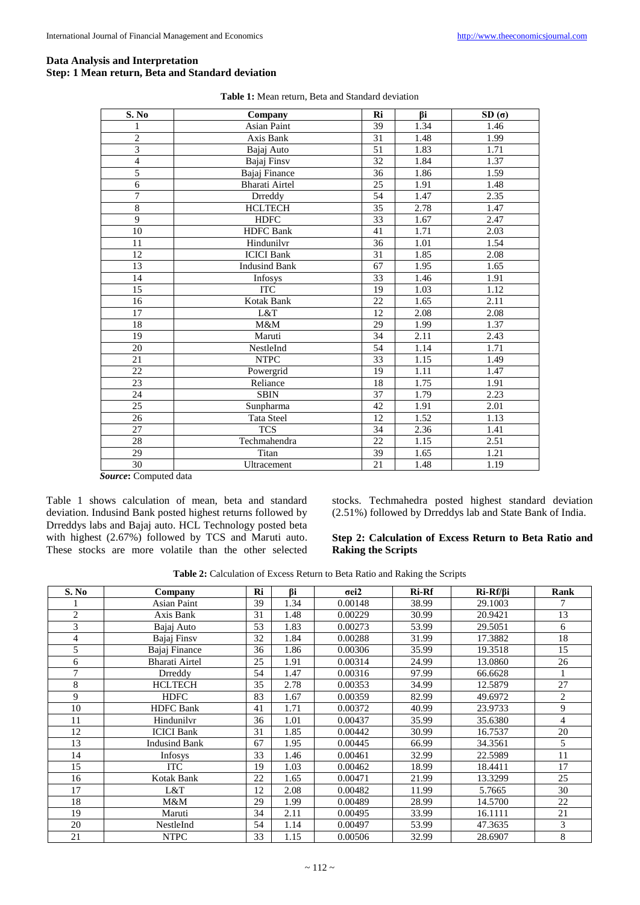## Data Analysis and Interpretation

### Step: 1 Mean return, Beta and Standard deviation

**Table 1:** Mean return, Beta and Standard deviation

| S. No | Company | Ri | βi | SD (σ) |
|---|---|---|---|---|
| 1 | Asian Paint | 39 | 1.34 | 1.46 |
| 2 | Axis Bank | 31 | 1.48 | 1.99 |
| 3 | Bajaj Auto | 51 | 1.83 | 1.71 |
| 4 | Bajaj Finsv | 32 | 1.84 | 1.37 |
| 5 | Bajaj Finance | 36 | 1.86 | 1.59 |
| 6 | Bharati Airtel | 25 | 1.91 | 1.48 |
| 7 | Drreddy | 54 | 1.47 | 2.35 |
| 8 | HCLTECH | 35 | 2.78 | 1.47 |
| 9 | HDFC | 33 | 1.67 | 2.47 |
| 10 | HDFC Bank | 41 | 1.71 | 2.03 |
| 11 | Hindunilvr | 36 | 1.01 | 1.54 |
| 12 | ICICI Bank | 31 | 1.85 | 2.08 |
| 13 | Indusind Bank | 67 | 1.95 | 1.65 |
| 14 | Infosys | 33 | 1.46 | 1.91 |
| 15 | ITC | 19 | 1.03 | 1.12 |
| 16 | Kotak Bank | 22 | 1.65 | 2.11 |
| 17 | L&T | 12 | 2.08 | 2.08 |
| 18 | M&M | 29 | 1.99 | 1.37 |
| 19 | Maruti | 34 | 2.11 | 2.43 |
| 20 | NestleInd | 54 | 1.14 | 1.71 |
| 21 | NTPC | 33 | 1.15 | 1.49 |
| 22 | Powergrid | 19 | 1.11 | 1.47 |
| 23 | Reliance | 18 | 1.75 | 1.91 |
| 24 | SBIN | 37 | 1.79 | 2.23 |
| 25 | Sunpharma | 42 | 1.91 | 2.01 |
| 26 | Tata Steel | 12 | 1.52 | 1.13 |
| 27 | TCS | 34 | 2.36 | 1.41 |
| 28 | Techmahendra | 22 | 1.15 | 2.51 |
| 29 | Titan | 39 | 1.65 | 1.21 |
| 30 | Ultracement | 21 | 1.48 | 1.19 |

***Source*:** Computed data

Table 1 shows calculation of mean, beta and standard deviation. Indusind Bank posted highest returns followed by Drreddys labs and Bajaj auto. HCL Technology posted beta with highest (2.67%) followed by TCS and Maruti auto. These stocks are more volatile than the other selected stocks. Techmahedra posted highest standard deviation (2.51%) followed by Drreddys lab and State Bank of India.

### Step 2: Calculation of Excess Return to Beta Ratio and Raking the Scripts

**Table 2:** Calculation of Excess Return to Beta Ratio and Raking the Scripts

| S. No | Company | Ri | βi | σei2 | Ri-Rf | Ri-Rf/βi | Rank |
|---|---|---|---|---|---|---|---|
| 1 | Asian Paint | 39 | 1.34 | 0.00148 | 38.99 | 29.1003 | 7 |
| 2 | Axis Bank | 31 | 1.48 | 0.00229 | 30.99 | 20.9421 | 13 |
| 3 | Bajaj Auto | 53 | 1.83 | 0.00273 | 53.99 | 29.5051 | 6 |
| 4 | Bajaj Finsv | 32 | 1.84 | 0.00288 | 31.99 | 17.3882 | 18 |
| 5 | Bajaj Finance | 36 | 1.86 | 0.00306 | 35.99 | 19.3518 | 15 |
| 6 | Bharati Airtel | 25 | 1.91 | 0.00314 | 24.99 | 13.0860 | 26 |
| 7 | Drreddy | 54 | 1.47 | 0.00316 | 97.99 | 66.6628 | 1 |
| 8 | HCLTECH | 35 | 2.78 | 0.00353 | 34.99 | 12.5879 | 27 |
| 9 | HDFC | 83 | 1.67 | 0.00359 | 82.99 | 49.6972 | 2 |
| 10 | HDFC Bank | 41 | 1.71 | 0.00372 | 40.99 | 23.9733 | 9 |
| 11 | Hindunilvr | 36 | 1.01 | 0.00437 | 35.99 | 35.6380 | 4 |
| 12 | ICICI Bank | 31 | 1.85 | 0.00442 | 30.99 | 16.7537 | 20 |
| 13 | Indusind Bank | 67 | 1.95 | 0.00445 | 66.99 | 34.3561 | 5 |
| 14 | Infosys | 33 | 1.46 | 0.00461 | 32.99 | 22.5989 | 11 |
| 15 | ITC | 19 | 1.03 | 0.00462 | 18.99 | 18.4411 | 17 |
| 16 | Kotak Bank | 22 | 1.65 | 0.00471 | 21.99 | 13.3299 | 25 |
| 17 | L&T | 12 | 2.08 | 0.00482 | 11.99 | 5.7665 | 30 |
| 18 | M&M | 29 | 1.99 | 0.00489 | 28.99 | 14.5700 | 22 |
| 19 | Maruti | 34 | 2.11 | 0.00495 | 33.99 | 16.1111 | 21 |
| 20 | NestleInd | 54 | 1.14 | 0.00497 | 53.99 | 47.3635 | 3 |
| 21 | NTPC | 33 | 1.15 | 0.00506 | 32.99 | 28.6907 | 8 |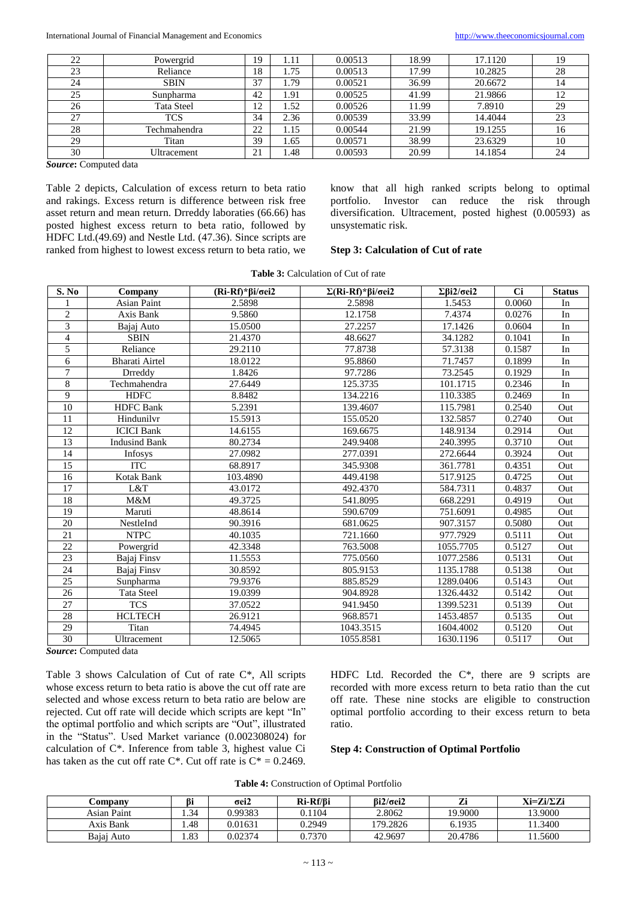| 22 | Powergrid | 19 | 1.11 | 0.00513 | 18.99 | 17.1120 | 19 |
|---|---|---|---|---|---|---|---|
| 23 | Reliance | 18 | 1.75 | 0.00513 | 17.99 | 10.2825 | 28 |
| 24 | SBIN | 37 | 1.79 | 0.00521 | 36.99 | 20.6672 | 14 |
| 25 | Sunpharma | 42 | 1.91 | 0.00525 | 41.99 | 21.9866 | 12 |
| 26 | Tata Steel | 12 | 1.52 | 0.00526 | 11.99 | 7.8910 | 29 |
| 27 | TCS | 34 | 2.36 | 0.00539 | 33.99 | 14.4044 | 23 |
| 28 | Techmahendra | 22 | 1.15 | 0.00544 | 21.99 | 19.1255 | 16 |
| 29 | Titan | 39 | 1.65 | 0.00571 | 38.99 | 23.6329 | 10 |
| 30 | Ultracement | 21 | 1.48 | 0.00593 | 20.99 | 14.1854 | 24 |

***Source*:** Computed data

Table 2 depicts, Calculation of excess return to beta ratio and rakings. Excess return is difference between risk free asset return and mean return. Drreddy laboraties (66.66) has posted highest excess return to beta ratio, followed by HDFC Ltd.(49.69) and Nestle Ltd. (47.36). Since scripts are ranked from highest to lowest excess return to beta ratio, we know that all high ranked scripts belong to optimal portfolio. Investor can reduce the risk through diversification. Ultracement, posted highest (0.00593) as unsystematic risk.

### Step 3: Calculation of Cut of rate

**Table 3:** Calculation of Cut of rate

| S. No | Company | (Ri-Rf)*βi/σei2 | Σ(Ri-Rf)*βi/σei2 | Σβi2/σei2 | Ci | Status |
|---|---|---|---|---|---|---|
| 1 | Asian Paint | 2.5898 | 2.5898 | 1.5453 | 0.0060 | In |
| 2 | Axis Bank | 9.5860 | 12.1758 | 7.4374 | 0.0276 | In |
| 3 | Bajaj Auto | 15.0500 | 27.2257 | 17.1426 | 0.0604 | In |
| 4 | SBIN | 21.4370 | 48.6627 | 34.1282 | 0.1041 | In |
| 5 | Reliance | 29.2110 | 77.8738 | 57.3138 | 0.1587 | In |
| 6 | Bharati Airtel | 18.0122 | 95.8860 | 71.7457 | 0.1899 | In |
| 7 | Drreddy | 1.8426 | 97.7286 | 73.2545 | 0.1929 | In |
| 8 | Techmahendra | 27.6449 | 125.3735 | 101.1715 | 0.2346 | In |
| 9 | HDFC | 8.8482 | 134.2216 | 110.3385 | 0.2469 | In |
| 10 | HDFC Bank | 5.2391 | 139.4607 | 115.7981 | 0.2540 | Out |
| 11 | Hindunilvr | 15.5913 | 155.0520 | 132.5857 | 0.2740 | Out |
| 12 | ICICI Bank | 14.6155 | 169.6675 | 148.9134 | 0.2914 | Out |
| 13 | Indusind Bank | 80.2734 | 249.9408 | 240.3995 | 0.3710 | Out |
| 14 | Infosys | 27.0982 | 277.0391 | 272.6644 | 0.3924 | Out |
| 15 | ITC | 68.8917 | 345.9308 | 361.7781 | 0.4351 | Out |
| 16 | Kotak Bank | 103.4890 | 449.4198 | 517.9125 | 0.4725 | Out |
| 17 | L&T | 43.0172 | 492.4370 | 584.7311 | 0.4837 | Out |
| 18 | M&M | 49.3725 | 541.8095 | 668.2291 | 0.4919 | Out |
| 19 | Maruti | 48.8614 | 590.6709 | 751.6091 | 0.4985 | Out |
| 20 | NestleInd | 90.3916 | 681.0625 | 907.3157 | 0.5080 | Out |
| 21 | NTPC | 40.1035 | 721.1660 | 977.7929 | 0.5111 | Out |
| 22 | Powergrid | 42.3348 | 763.5008 | 1055.7705 | 0.5127 | Out |
| 23 | Bajaj Finsv | 11.5553 | 775.0560 | 1077.2586 | 0.5131 | Out |
| 24 | Bajaj Finsv | 30.8592 | 805.9153 | 1135.1788 | 0.5138 | Out |
| 25 | Sunpharma | 79.9376 | 885.8529 | 1289.0406 | 0.5143 | Out |
| 26 | Tata Steel | 19.0399 | 904.8928 | 1326.4432 | 0.5142 | Out |
| 27 | TCS | 37.0522 | 941.9450 | 1399.5231 | 0.5139 | Out |
| 28 | HCLTECH | 26.9121 | 968.8571 | 1453.4857 | 0.5135 | Out |
| 29 | Titan | 74.4945 | 1043.3515 | 1604.4002 | 0.5120 | Out |
| 30 | Ultracement | 12.5065 | 1055.8581 | 1630.1196 | 0.5117 | Out |

***Source*:** Computed data

Table 3 shows Calculation of Cut of rate C*, All scripts whose excess return to beta ratio is above the cut off rate are selected and whose excess return to beta ratio are below are rejected. Cut off rate will decide which scripts are kept "In" the optimal portfolio and which scripts are "Out", illustrated in the "Status". Used Market variance (0.002308024) for calculation of C*. Inference from table 3, highest value Ci has taken as the cut off rate C*. Cut off rate is C* = 0.2469. HDFC Ltd. Recorded the C*, there are 9 scripts are recorded with more excess return to beta ratio than the cut off rate. These nine stocks are eligible to construction optimal portfolio according to their excess return to beta ratio.

### Step 4: Construction of Optimal Portfolio

**Table 4:** Construction of Optimal Portfolio

| Company | βi | σei2 | Ri-Rf/βi | βi2/σei2 | Zi | Xi=Zi/ΣZi |
|---|---|---|---|---|---|---|
| Asian Paint | 1.34 | 0.99383 | 0.1104 | 2.8062 | 19.9000 | 13.9000 |
| Axis Bank | 1.48 | 0.01631 | 0.2949 | 179.2826 | 6.1935 | 11.3400 |
| Bajaj Auto | 1.83 | 0.02374 | 0.7370 | 42.9697 | 20.4786 | 11.5600 |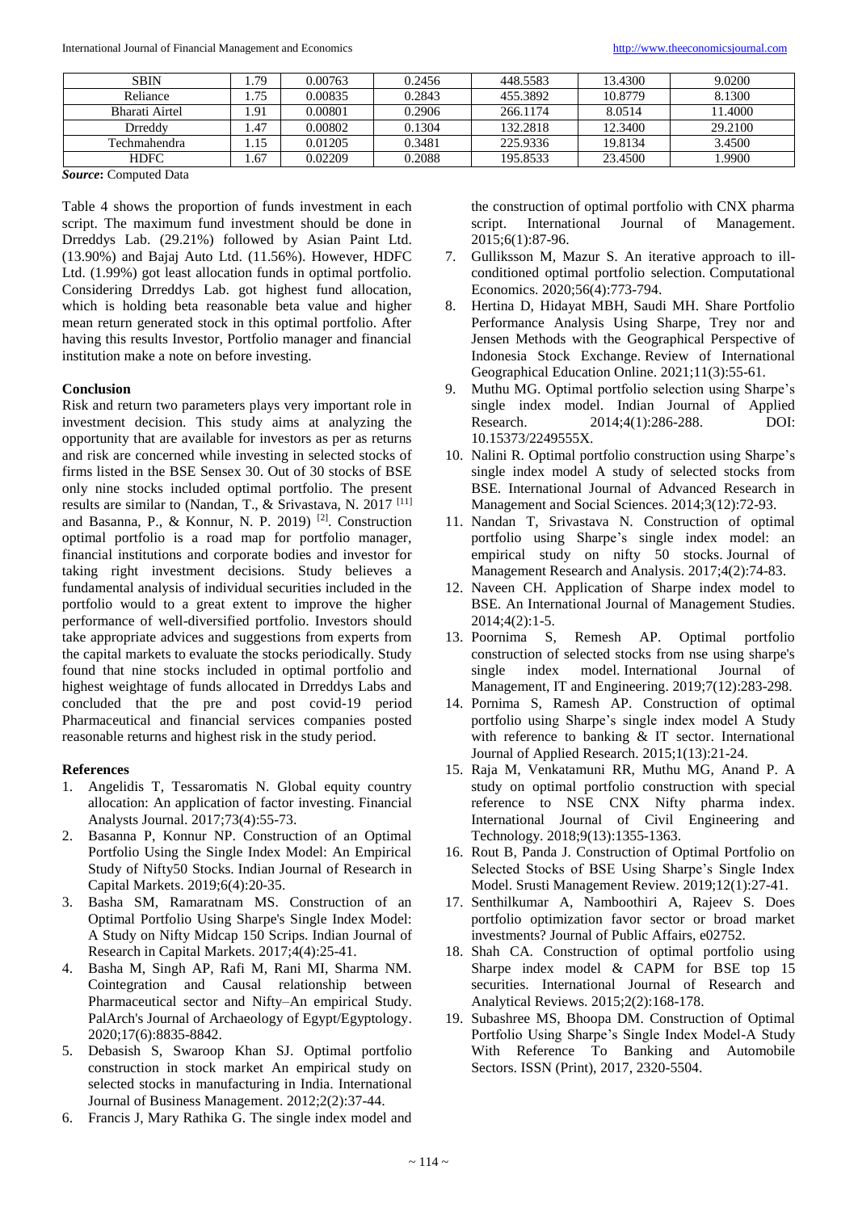| | | | | | | |
|---|---|---|---|---|---|---|
| SBIN | 1.79 | 0.00763 | 0.2456 | 448.5583 | 13.4300 | 9.0200 |
| Reliance | 1.75 | 0.00835 | 0.2843 | 455.3892 | 10.8779 | 8.1300 |
| Bharati Airtel | 1.91 | 0.00801 | 0.2906 | 266.1174 | 8.0514 | 11.4000 |
| Drreddy | 1.47 | 0.00802 | 0.1304 | 132.2818 | 12.3400 | 29.2100 |
| Techmahendra | 1.15 | 0.01205 | 0.3481 | 225.9336 | 19.8134 | 3.4500 |
| HDFC | 1.67 | 0.02209 | 0.2088 | 195.8533 | 23.4500 | 1.9900 |

***Source*:** Computed Data

Table 4 shows the proportion of funds investment in each script. The maximum fund investment should be done in Drreddys Lab. (29.21%) followed by Asian Paint Ltd. (13.90%) and Bajaj Auto Ltd. (11.56%). However, HDFC Ltd. (1.99%) got least allocation funds in optimal portfolio. Considering Drreddys Lab. got highest fund allocation, which is holding beta reasonable beta value and higher mean return generated stock in this optimal portfolio. After having this results Investor, Portfolio manager and financial institution make a note on before investing.

## Conclusion

Risk and return two parameters plays very important role in investment decision. This study aims at analyzing the opportunity that are available for investors as per as returns and risk are concerned while investing in selected stocks of firms listed in the BSE Sensex 30. Out of 30 stocks of BSE only nine stocks included optimal portfolio. The present results are similar to (Nandan, T., & Srivastava, N. 2017 [11] and Basanna, P., & Konnur, N. P. 2019) [2]. Construction optimal portfolio is a road map for portfolio manager, financial institutions and corporate bodies and investor for taking right investment decisions. Study believes a fundamental analysis of individual securities included in the portfolio would to a great extent to improve the higher performance of well-diversified portfolio. Investors should take appropriate advices and suggestions from experts from the capital markets to evaluate the stocks periodically. Study found that nine stocks included in optimal portfolio and highest weightage of funds allocated in Drreddys Labs and concluded that the pre and post covid-19 period Pharmaceutical and financial services companies posted reasonable returns and highest risk in the study period.

## References

1. Angelidis T, Tessaromatis N. Global equity country allocation: An application of factor investing. Financial Analysts Journal. 2017;73(4):55-73.
2. Basanna P, Konnur NP. Construction of an Optimal Portfolio Using the Single Index Model: An Empirical Study of Nifty50 Stocks. Indian Journal of Research in Capital Markets. 2019;6(4):20-35.
3. Basha SM, Ramaratnam MS. Construction of an Optimal Portfolio Using Sharpe's Single Index Model: A Study on Nifty Midcap 150 Scrips. Indian Journal of Research in Capital Markets. 2017;4(4):25-41.
4. Basha M, Singh AP, Rafi M, Rani MI, Sharma NM. Cointegration and Causal relationship between Pharmaceutical sector and Nifty–An empirical Study. PalArch's Journal of Archaeology of Egypt/Egyptology. 2020;17(6):8835-8842.
5. Debasish S, Swaroop Khan SJ. Optimal portfolio construction in stock market An empirical study on selected stocks in manufacturing in India. International Journal of Business Management. 2012;2(2):37-44.
6. Francis J, Mary Rathika G. The single index model and the construction of optimal portfolio with CNX pharma script. International Journal of Management. 2015;6(1):87-96.
7. Gulliksson M, Mazur S. An iterative approach to ill-conditioned optimal portfolio selection. Computational Economics. 2020;56(4):773-794.
8. Hertina D, Hidayat MBH, Saudi MH. Share Portfolio Performance Analysis Using Sharpe, Trey nor and Jensen Methods with the Geographical Perspective of Indonesia Stock Exchange. Review of International Geographical Education Online. 2021;11(3):55-61.
9. Muthu MG. Optimal portfolio selection using Sharpe's single index model. Indian Journal of Applied Research. 2014;4(1):286-288. DOI: 10.15373/2249555X.
10. Nalini R. Optimal portfolio construction using Sharpe's single index model A study of selected stocks from BSE. International Journal of Advanced Research in Management and Social Sciences. 2014;3(12):72-93.
11. Nandan T, Srivastava N. Construction of optimal portfolio using Sharpe's single index model: an empirical study on nifty 50 stocks. Journal of Management Research and Analysis. 2017;4(2):74-83.
12. Naveen CH. Application of Sharpe index model to BSE. An International Journal of Management Studies. 2014;4(2):1-5.
13. Poornima S, Remesh AP. Optimal portfolio construction of selected stocks from nse using sharpe's single index model. International Journal of Management, IT and Engineering. 2019;7(12):283-298.
14. Pornima S, Ramesh AP. Construction of optimal portfolio using Sharpe's single index model A Study with reference to banking & IT sector. International Journal of Applied Research. 2015;1(13):21-24.
15. Raja M, Venkatamuni RR, Muthu MG, Anand P. A study on optimal portfolio construction with special reference to NSE CNX Nifty pharma index. International Journal of Civil Engineering and Technology. 2018;9(13):1355-1363.
16. Rout B, Panda J. Construction of Optimal Portfolio on Selected Stocks of BSE Using Sharpe's Single Index Model. Srusti Management Review. 2019;12(1):27-41.
17. Senthilkumar A, Namboothiri A, Rajeev S. Does portfolio optimization favor sector or broad market investments? Journal of Public Affairs, e02752.
18. Shah CA. Construction of optimal portfolio using Sharpe index model & CAPM for BSE top 15 securities. International Journal of Research and Analytical Reviews. 2015;2(2):168-178.
19. Subashree MS, Bhoopa DM. Construction of Optimal Portfolio Using Sharpe's Single Index Model-A Study With Reference To Banking and Automobile Sectors. ISSN (Print), 2017, 2320-5504.